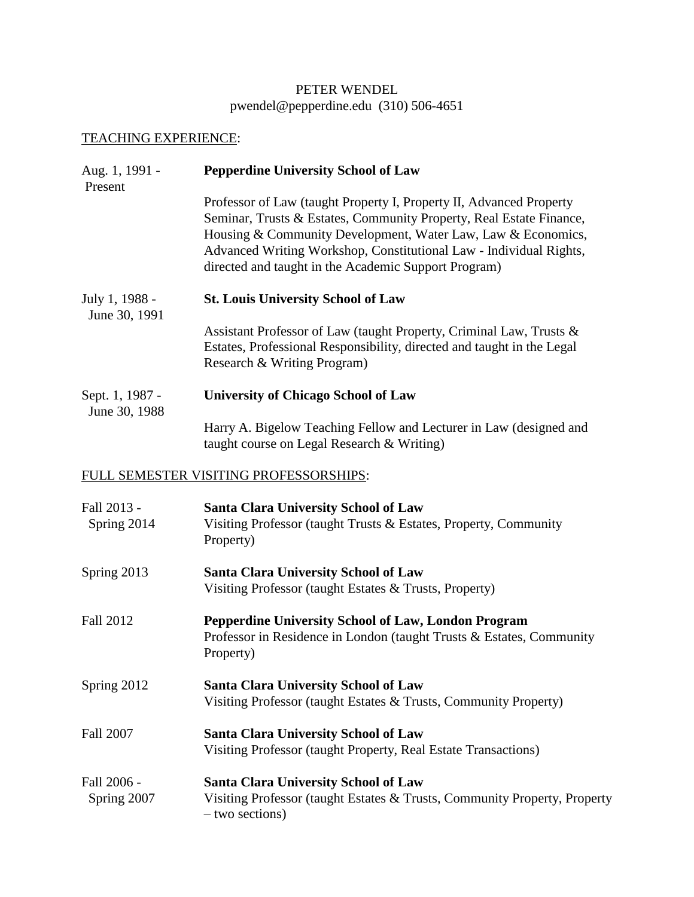# PETER WENDEL

pwendel@pepperdine.edu (310) 506-4651

## TEACHING EXPERIENCE:

Aug. 1, 1991 - Present
**Pepperdine University School of Law**
Professor of Law (taught Property I, Property II, Advanced Property Seminar, Trusts & Estates, Community Property, Real Estate Finance, Housing & Community Development, Water Law, Law & Economics, Advanced Writing Workshop, Constitutional Law - Individual Rights, directed and taught in the Academic Support Program)

July 1, 1988 - June 30, 1991
**St. Louis University School of Law**
Assistant Professor of Law (taught Property, Criminal Law, Trusts & Estates, Professional Responsibility, directed and taught in the Legal Research & Writing Program)

Sept. 1, 1987 - June 30, 1988
**University of Chicago School of Law**
Harry A. Bigelow Teaching Fellow and Lecturer in Law (designed and taught course on Legal Research & Writing)

## FULL SEMESTER VISITING PROFESSORSHIPS:

Fall 2013 - Spring 2014
**Santa Clara University School of Law**
Visiting Professor (taught Trusts & Estates, Property, Community Property)

Spring 2013
**Santa Clara University School of Law**
Visiting Professor (taught Estates & Trusts, Property)

Fall 2012
**Pepperdine University School of Law, London Program**
Professor in Residence in London (taught Trusts & Estates, Community Property)

Spring 2012
**Santa Clara University School of Law**
Visiting Professor (taught Estates & Trusts, Community Property)

Fall 2007
**Santa Clara University School of Law**
Visiting Professor (taught Property, Real Estate Transactions)

Fall 2006 - Spring 2007
**Santa Clara University School of Law**
Visiting Professor (taught Estates & Trusts, Community Property, Property – two sections)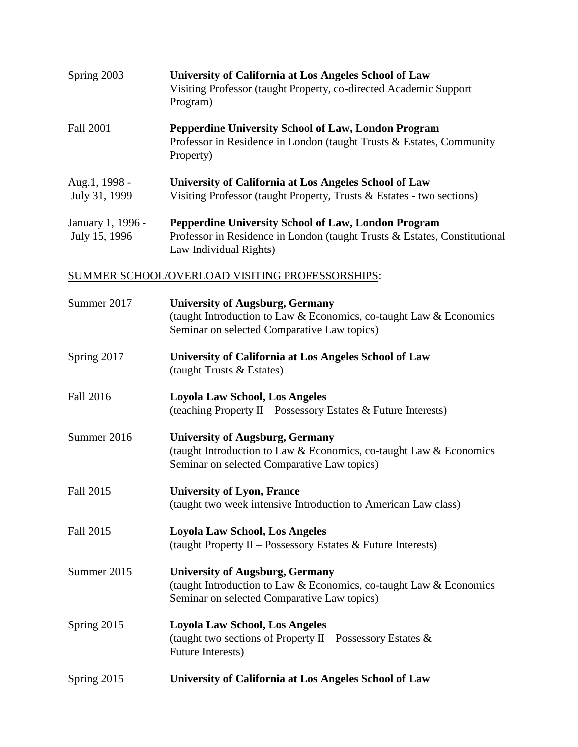Spring 2003 — **University of California at Los Angeles School of Law**
Visiting Professor (taught Property, co-directed Academic Support Program)

Fall 2001 — **Pepperdine University School of Law, London Program**
Professor in Residence in London (taught Trusts & Estates, Community Property)

Aug.1, 1998 - July 31, 1999 — **University of California at Los Angeles School of Law**
Visiting Professor (taught Property, Trusts & Estates - two sections)

January 1, 1996 - July 15, 1996 — **Pepperdine University School of Law, London Program**
Professor in Residence in London (taught Trusts & Estates, Constitutional Law Individual Rights)

<u>SUMMER SCHOOL/OVERLOAD VISITING PROFESSORSHIPS</u>:

Summer 2017 — **University of Augsburg, Germany**
(taught Introduction to Law & Economics, co-taught Law & Economics Seminar on selected Comparative Law topics)

Spring 2017 — **University of California at Los Angeles School of Law**
(taught Trusts & Estates)

Fall 2016 — **Loyola Law School, Los Angeles**
(teaching Property II – Possessory Estates & Future Interests)

Summer 2016 — **University of Augsburg, Germany**
(taught Introduction to Law & Economics, co-taught Law & Economics Seminar on selected Comparative Law topics)

Fall 2015 — **University of Lyon, France**
(taught two week intensive Introduction to American Law class)

Fall 2015 — **Loyola Law School, Los Angeles**
(taught Property II – Possessory Estates & Future Interests)

Summer 2015 — **University of Augsburg, Germany**
(taught Introduction to Law & Economics, co-taught Law & Economics Seminar on selected Comparative Law topics)

Spring 2015 — **Loyola Law School, Los Angeles**
(taught two sections of Property II – Possessory Estates & Future Interests)

Spring 2015 — **University of California at Los Angeles School of Law**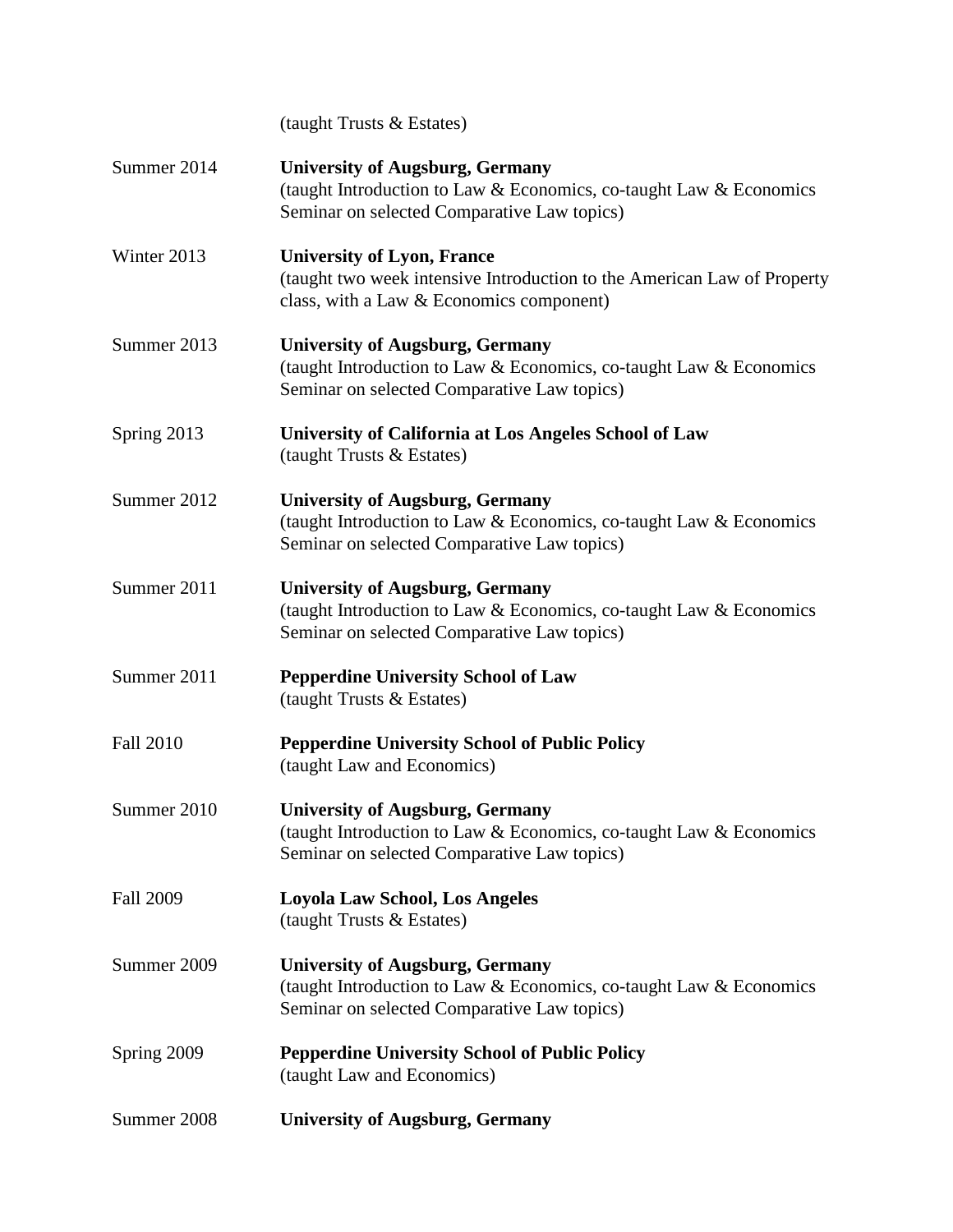(taught Trusts & Estates)

Summer 2014 **University of Augsburg, Germany**
(taught Introduction to Law & Economics, co-taught Law & Economics Seminar on selected Comparative Law topics)

Winter 2013 **University of Lyon, France**
(taught two week intensive Introduction to the American Law of Property class, with a Law & Economics component)

Summer 2013 **University of Augsburg, Germany**
(taught Introduction to Law & Economics, co-taught Law & Economics Seminar on selected Comparative Law topics)

Spring 2013 **University of California at Los Angeles School of Law**
(taught Trusts & Estates)

Summer 2012 **University of Augsburg, Germany**
(taught Introduction to Law & Economics, co-taught Law & Economics Seminar on selected Comparative Law topics)

Summer 2011 **University of Augsburg, Germany**
(taught Introduction to Law & Economics, co-taught Law & Economics Seminar on selected Comparative Law topics)

Summer 2011 **Pepperdine University School of Law**
(taught Trusts & Estates)

Fall 2010 **Pepperdine University School of Public Policy**
(taught Law and Economics)

Summer 2010 **University of Augsburg, Germany**
(taught Introduction to Law & Economics, co-taught Law & Economics Seminar on selected Comparative Law topics)

Fall 2009 **Loyola Law School, Los Angeles**
(taught Trusts & Estates)

Summer 2009 **University of Augsburg, Germany**
(taught Introduction to Law & Economics, co-taught Law & Economics Seminar on selected Comparative Law topics)

Spring 2009 **Pepperdine University School of Public Policy**
(taught Law and Economics)

Summer 2008 **University of Augsburg, Germany**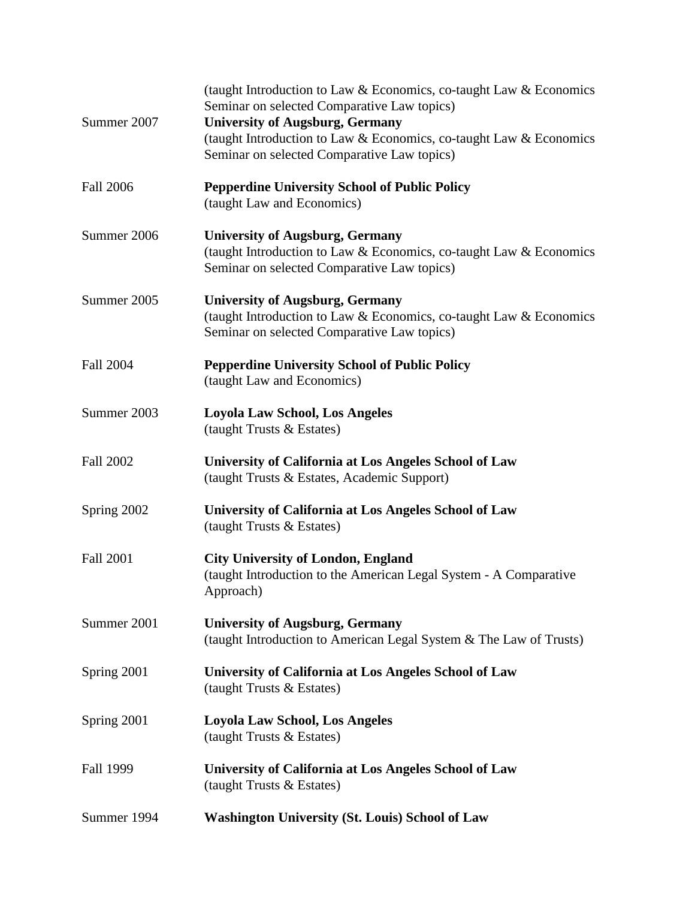(taught Introduction to Law & Economics, co-taught Law & Economics Seminar on selected Comparative Law topics)

Summer 2007 **University of Augsburg, Germany**
(taught Introduction to Law & Economics, co-taught Law & Economics Seminar on selected Comparative Law topics)

Fall 2006 **Pepperdine University School of Public Policy**
(taught Law and Economics)

Summer 2006 **University of Augsburg, Germany**
(taught Introduction to Law & Economics, co-taught Law & Economics Seminar on selected Comparative Law topics)

Summer 2005 **University of Augsburg, Germany**
(taught Introduction to Law & Economics, co-taught Law & Economics Seminar on selected Comparative Law topics)

Fall 2004 **Pepperdine University School of Public Policy**
(taught Law and Economics)

Summer 2003 **Loyola Law School, Los Angeles**
(taught Trusts & Estates)

Fall 2002 **University of California at Los Angeles School of Law**
(taught Trusts & Estates, Academic Support)

Spring 2002 **University of California at Los Angeles School of Law**
(taught Trusts & Estates)

Fall 2001 **City University of London, England**
(taught Introduction to the American Legal System - A Comparative Approach)

Summer 2001 **University of Augsburg, Germany**
(taught Introduction to American Legal System & The Law of Trusts)

Spring 2001 **University of California at Los Angeles School of Law**
(taught Trusts & Estates)

Spring 2001 **Loyola Law School, Los Angeles**
(taught Trusts & Estates)

Fall 1999 **University of California at Los Angeles School of Law**
(taught Trusts & Estates)

Summer 1994 **Washington University (St. Louis) School of Law**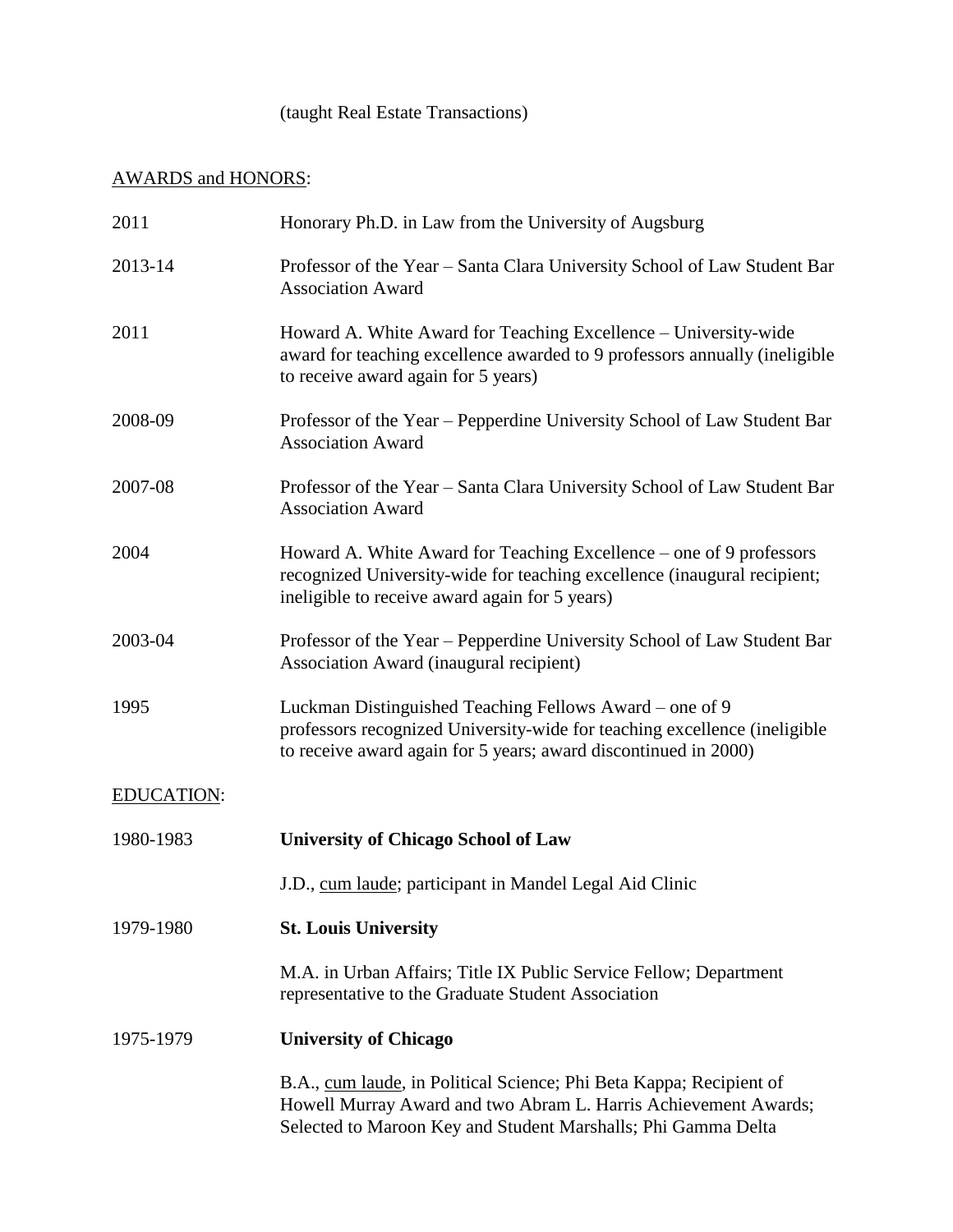(taught Real Estate Transactions)

AWARDS and HONORS:

2011 — Honorary Ph.D. in Law from the University of Augsburg

2013-14 — Professor of the Year – Santa Clara University School of Law Student Bar Association Award

2011 — Howard A. White Award for Teaching Excellence – University-wide award for teaching excellence awarded to 9 professors annually (ineligible to receive award again for 5 years)

2008-09 — Professor of the Year – Pepperdine University School of Law Student Bar Association Award

2007-08 — Professor of the Year – Santa Clara University School of Law Student Bar Association Award

2004 — Howard A. White Award for Teaching Excellence – one of 9 professors recognized University-wide for teaching excellence (inaugural recipient; ineligible to receive award again for 5 years)

2003-04 — Professor of the Year – Pepperdine University School of Law Student Bar Association Award (inaugural recipient)

1995 — Luckman Distinguished Teaching Fellows Award – one of 9 professors recognized University-wide for teaching excellence (ineligible to receive award again for 5 years; award discontinued in 2000)

EDUCATION:

1980-1983 — **University of Chicago School of Law**

J.D., cum laude; participant in Mandel Legal Aid Clinic

1979-1980 — **St. Louis University**

M.A. in Urban Affairs; Title IX Public Service Fellow; Department representative to the Graduate Student Association

1975-1979 — **University of Chicago**

B.A., cum laude, in Political Science; Phi Beta Kappa; Recipient of Howell Murray Award and two Abram L. Harris Achievement Awards; Selected to Maroon Key and Student Marshalls; Phi Gamma Delta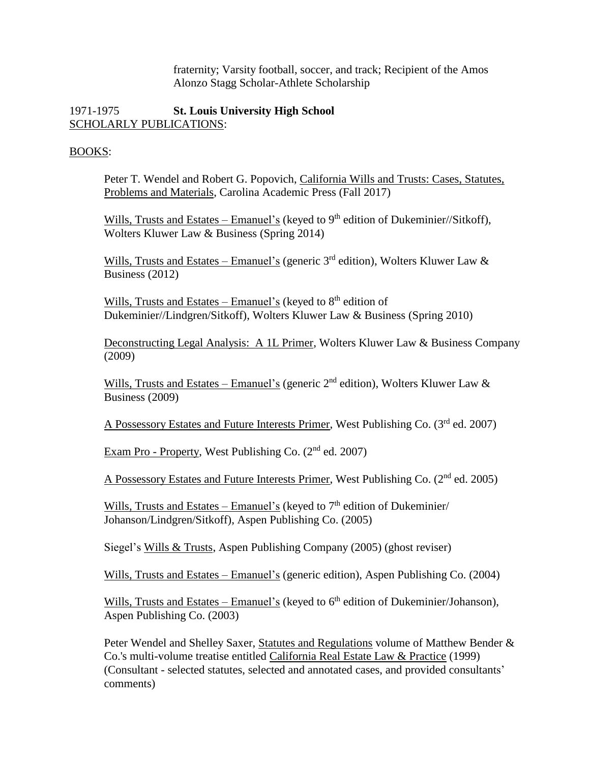fraternity; Varsity football, soccer, and track; Recipient of the Amos Alonzo Stagg Scholar-Athlete Scholarship

1971-1975 **St. Louis University High School**

SCHOLARLY PUBLICATIONS:

BOOKS:

Peter T. Wendel and Robert G. Popovich, California Wills and Trusts: Cases, Statutes, Problems and Materials, Carolina Academic Press (Fall 2017)

Wills, Trusts and Estates – Emanuel's (keyed to 9th edition of Dukeminier//Sitkoff), Wolters Kluwer Law & Business (Spring 2014)

Wills, Trusts and Estates – Emanuel's (generic 3rd edition), Wolters Kluwer Law & Business (2012)

Wills, Trusts and Estates – Emanuel's (keyed to 8th edition of Dukeminier//Lindgren/Sitkoff), Wolters Kluwer Law & Business (Spring 2010)

Deconstructing Legal Analysis: A 1L Primer, Wolters Kluwer Law & Business Company (2009)

Wills, Trusts and Estates – Emanuel's (generic 2nd edition), Wolters Kluwer Law & Business (2009)

A Possessory Estates and Future Interests Primer, West Publishing Co. (3rd ed. 2007)

Exam Pro - Property, West Publishing Co. (2nd ed. 2007)

A Possessory Estates and Future Interests Primer, West Publishing Co. (2nd ed. 2005)

Wills, Trusts and Estates – Emanuel's (keyed to 7th edition of Dukeminier/ Johanson/Lindgren/Sitkoff), Aspen Publishing Co. (2005)

Siegel's Wills & Trusts, Aspen Publishing Company (2005) (ghost reviser)

Wills, Trusts and Estates – Emanuel's (generic edition), Aspen Publishing Co. (2004)

Wills, Trusts and Estates – Emanuel's (keyed to 6th edition of Dukeminier/Johanson), Aspen Publishing Co. (2003)

Peter Wendel and Shelley Saxer, Statutes and Regulations volume of Matthew Bender & Co.'s multi-volume treatise entitled California Real Estate Law & Practice (1999) (Consultant - selected statutes, selected and annotated cases, and provided consultants' comments)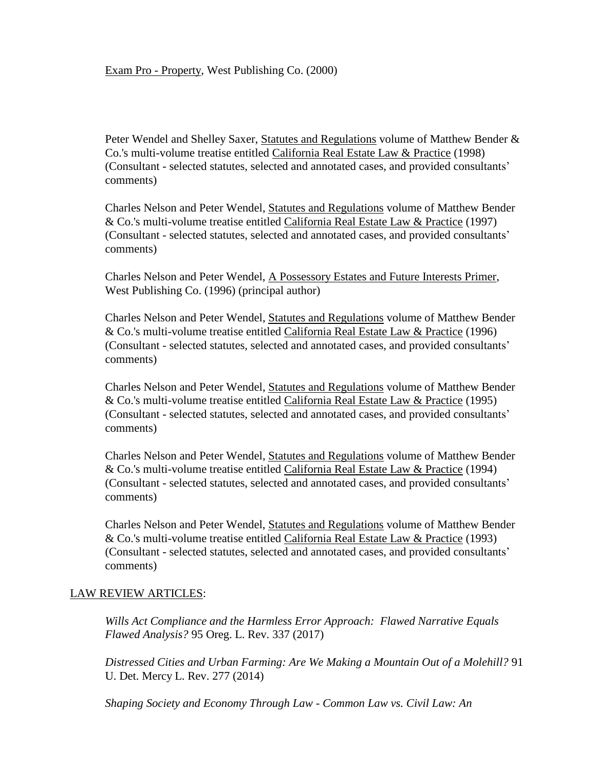Exam Pro - Property, West Publishing Co. (2000)

Peter Wendel and Shelley Saxer, Statutes and Regulations volume of Matthew Bender & Co.'s multi-volume treatise entitled California Real Estate Law & Practice (1998) (Consultant - selected statutes, selected and annotated cases, and provided consultants' comments)

Charles Nelson and Peter Wendel, Statutes and Regulations volume of Matthew Bender & Co.'s multi-volume treatise entitled California Real Estate Law & Practice (1997) (Consultant - selected statutes, selected and annotated cases, and provided consultants' comments)

Charles Nelson and Peter Wendel, A Possessory Estates and Future Interests Primer, West Publishing Co. (1996) (principal author)

Charles Nelson and Peter Wendel, Statutes and Regulations volume of Matthew Bender & Co.'s multi-volume treatise entitled California Real Estate Law & Practice (1996) (Consultant - selected statutes, selected and annotated cases, and provided consultants' comments)

Charles Nelson and Peter Wendel, Statutes and Regulations volume of Matthew Bender & Co.'s multi-volume treatise entitled California Real Estate Law & Practice (1995) (Consultant - selected statutes, selected and annotated cases, and provided consultants' comments)

Charles Nelson and Peter Wendel, Statutes and Regulations volume of Matthew Bender & Co.'s multi-volume treatise entitled California Real Estate Law & Practice (1994) (Consultant - selected statutes, selected and annotated cases, and provided consultants' comments)

Charles Nelson and Peter Wendel, Statutes and Regulations volume of Matthew Bender & Co.'s multi-volume treatise entitled California Real Estate Law & Practice (1993) (Consultant - selected statutes, selected and annotated cases, and provided consultants' comments)

## LAW REVIEW ARTICLES:

*Wills Act Compliance and the Harmless Error Approach: Flawed Narrative Equals Flawed Analysis?* 95 Oreg. L. Rev. 337 (2017)

*Distressed Cities and Urban Farming: Are We Making a Mountain Out of a Molehill?* 91 U. Det. Mercy L. Rev. 277 (2014)

*Shaping Society and Economy Through Law - Common Law vs. Civil Law: An*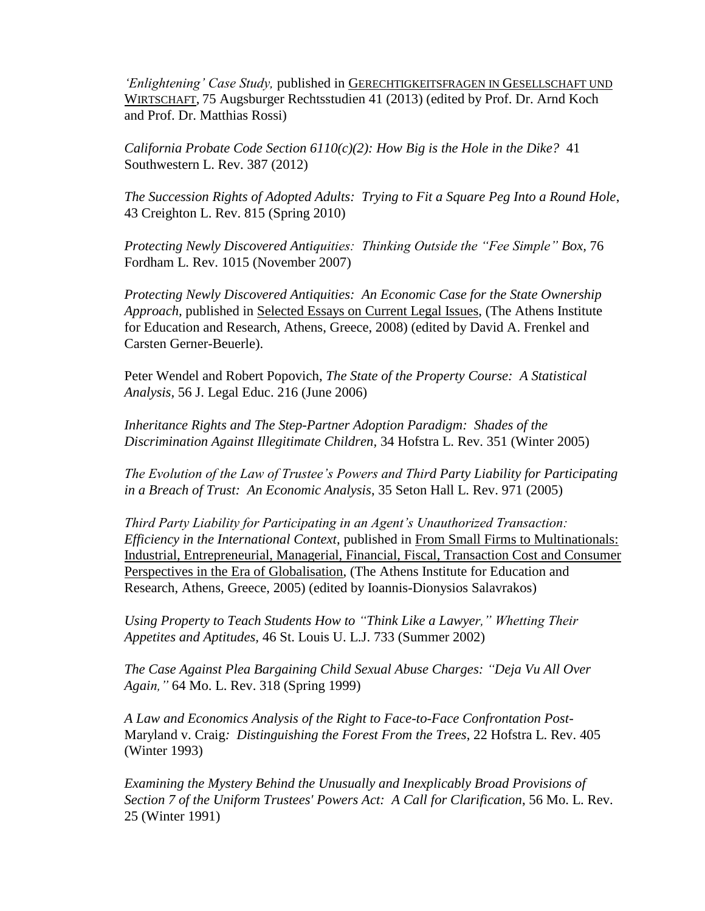*'Enlightening' Case Study,* published in GERECHTIGKEITSFRAGEN IN GESELLSCHAFT UND WIRTSCHAFT, 75 Augsburger Rechtsstudien 41 (2013) (edited by Prof. Dr. Arnd Koch and Prof. Dr. Matthias Rossi)

*California Probate Code Section 6110(c)(2): How Big is the Hole in the Dike?* 41 Southwestern L. Rev. 387 (2012)

*The Succession Rights of Adopted Adults: Trying to Fit a Square Peg Into a Round Hole*, 43 Creighton L. Rev. 815 (Spring 2010)

*Protecting Newly Discovered Antiquities: Thinking Outside the "Fee Simple" Box,* 76 Fordham L. Rev. 1015 (November 2007)

*Protecting Newly Discovered Antiquities: An Economic Case for the State Ownership Approach*, published in Selected Essays on Current Legal Issues, (The Athens Institute for Education and Research, Athens, Greece, 2008) (edited by David A. Frenkel and Carsten Gerner-Beuerle).

Peter Wendel and Robert Popovich, *The State of the Property Course: A Statistical Analysis*, 56 J. Legal Educ. 216 (June 2006)

*Inheritance Rights and The Step-Partner Adoption Paradigm: Shades of the Discrimination Against Illegitimate Children*, 34 Hofstra L. Rev. 351 (Winter 2005)

*The Evolution of the Law of Trustee's Powers and Third Party Liability for Participating in a Breach of Trust: An Economic Analysis*, 35 Seton Hall L. Rev. 971 (2005)

*Third Party Liability for Participating in an Agent's Unauthorized Transaction: Efficiency in the International Context*, published in From Small Firms to Multinationals: Industrial, Entrepreneurial, Managerial, Financial, Fiscal, Transaction Cost and Consumer Perspectives in the Era of Globalisation, (The Athens Institute for Education and Research, Athens, Greece, 2005) (edited by Ioannis-Dionysios Salavrakos)

*Using Property to Teach Students How to "Think Like a Lawyer," Whetting Their Appetites and Aptitudes,* 46 St. Louis U. L.J. 733 (Summer 2002)

*The Case Against Plea Bargaining Child Sexual Abuse Charges: "Deja Vu All Over Again,"* 64 Mo. L. Rev. 318 (Spring 1999)

*A Law and Economics Analysis of the Right to Face-to-Face Confrontation Post-* Maryland v. Craig*: Distinguishing the Forest From the Trees*, 22 Hofstra L. Rev. 405 (Winter 1993)

*Examining the Mystery Behind the Unusually and Inexplicably Broad Provisions of Section 7 of the Uniform Trustees' Powers Act: A Call for Clarification*, 56 Mo. L. Rev. 25 (Winter 1991)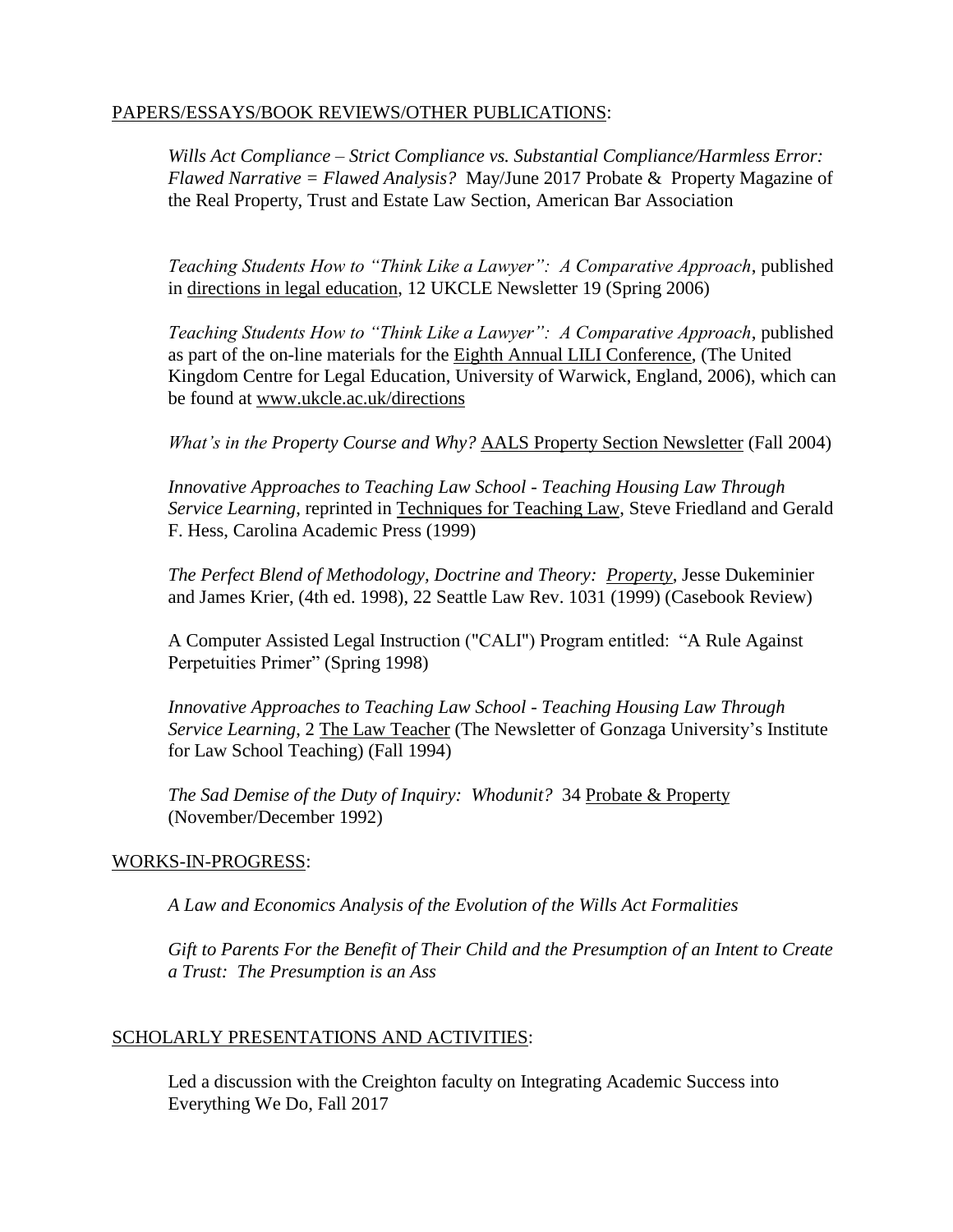PAPERS/ESSAYS/BOOK REVIEWS/OTHER PUBLICATIONS:

*Wills Act Compliance – Strict Compliance vs. Substantial Compliance/Harmless Error: Flawed Narrative = Flawed Analysis?* May/June 2017 Probate & Property Magazine of the Real Property, Trust and Estate Law Section, American Bar Association

*Teaching Students How to "Think Like a Lawyer": A Comparative Approach*, published in directions in legal education, 12 UKCLE Newsletter 19 (Spring 2006)

*Teaching Students How to "Think Like a Lawyer": A Comparative Approach*, published as part of the on-line materials for the Eighth Annual LILI Conference, (The United Kingdom Centre for Legal Education, University of Warwick, England, 2006), which can be found at www.ukcle.ac.uk/directions

*What's in the Property Course and Why?* AALS Property Section Newsletter (Fall 2004)

*Innovative Approaches to Teaching Law School - Teaching Housing Law Through Service Learning*, reprinted in Techniques for Teaching Law, Steve Friedland and Gerald F. Hess, Carolina Academic Press (1999)

*The Perfect Blend of Methodology, Doctrine and Theory: Property*, Jesse Dukeminier and James Krier, (4th ed. 1998), 22 Seattle Law Rev. 1031 (1999) (Casebook Review)

A Computer Assisted Legal Instruction ("CALI") Program entitled: "A Rule Against Perpetuities Primer" (Spring 1998)

*Innovative Approaches to Teaching Law School - Teaching Housing Law Through Service Learning*, 2 The Law Teacher (The Newsletter of Gonzaga University's Institute for Law School Teaching) (Fall 1994)

*The Sad Demise of the Duty of Inquiry: Whodunit?* 34 Probate & Property (November/December 1992)

WORKS-IN-PROGRESS:

*A Law and Economics Analysis of the Evolution of the Wills Act Formalities*

*Gift to Parents For the Benefit of Their Child and the Presumption of an Intent to Create a Trust: The Presumption is an Ass*

SCHOLARLY PRESENTATIONS AND ACTIVITIES:

Led a discussion with the Creighton faculty on Integrating Academic Success into Everything We Do, Fall 2017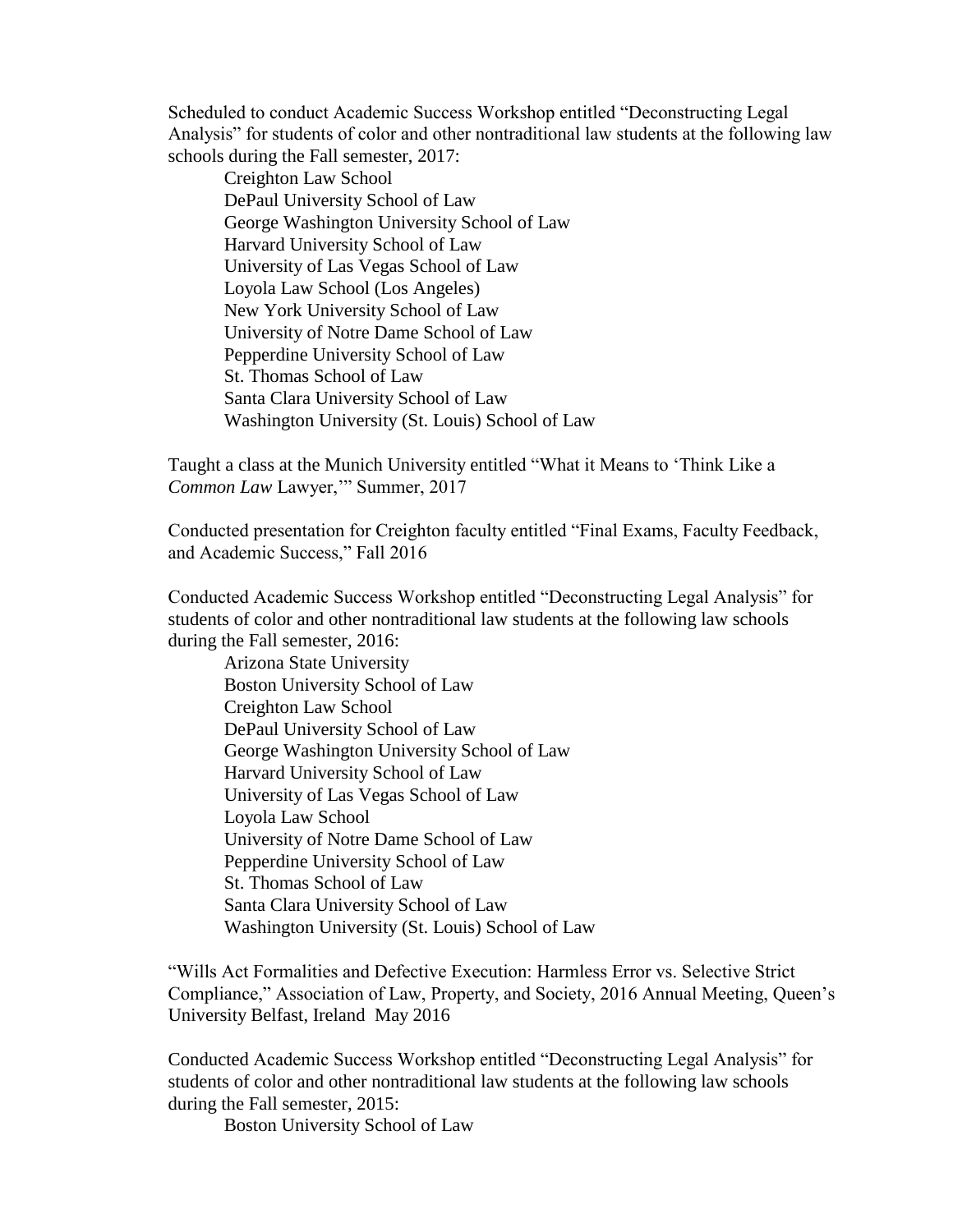Scheduled to conduct Academic Success Workshop entitled "Deconstructing Legal Analysis" for students of color and other nontraditional law students at the following law schools during the Fall semester, 2017:

- Creighton Law School
- DePaul University School of Law
- George Washington University School of Law
- Harvard University School of Law
- University of Las Vegas School of Law
- Loyola Law School (Los Angeles)
- New York University School of Law
- University of Notre Dame School of Law
- Pepperdine University School of Law
- St. Thomas School of Law
- Santa Clara University School of Law
- Washington University (St. Louis) School of Law

Taught a class at the Munich University entitled "What it Means to 'Think Like a *Common Law* Lawyer,'" Summer, 2017

Conducted presentation for Creighton faculty entitled "Final Exams, Faculty Feedback, and Academic Success," Fall 2016

Conducted Academic Success Workshop entitled "Deconstructing Legal Analysis" for students of color and other nontraditional law students at the following law schools during the Fall semester, 2016:

- Arizona State University
- Boston University School of Law
- Creighton Law School
- DePaul University School of Law
- George Washington University School of Law
- Harvard University School of Law
- University of Las Vegas School of Law
- Loyola Law School
- University of Notre Dame School of Law
- Pepperdine University School of Law
- St. Thomas School of Law
- Santa Clara University School of Law
- Washington University (St. Louis) School of Law

"Wills Act Formalities and Defective Execution: Harmless Error vs. Selective Strict Compliance," Association of Law, Property, and Society, 2016 Annual Meeting, Queen's University Belfast, Ireland May 2016

Conducted Academic Success Workshop entitled "Deconstructing Legal Analysis" for students of color and other nontraditional law students at the following law schools during the Fall semester, 2015:

- Boston University School of Law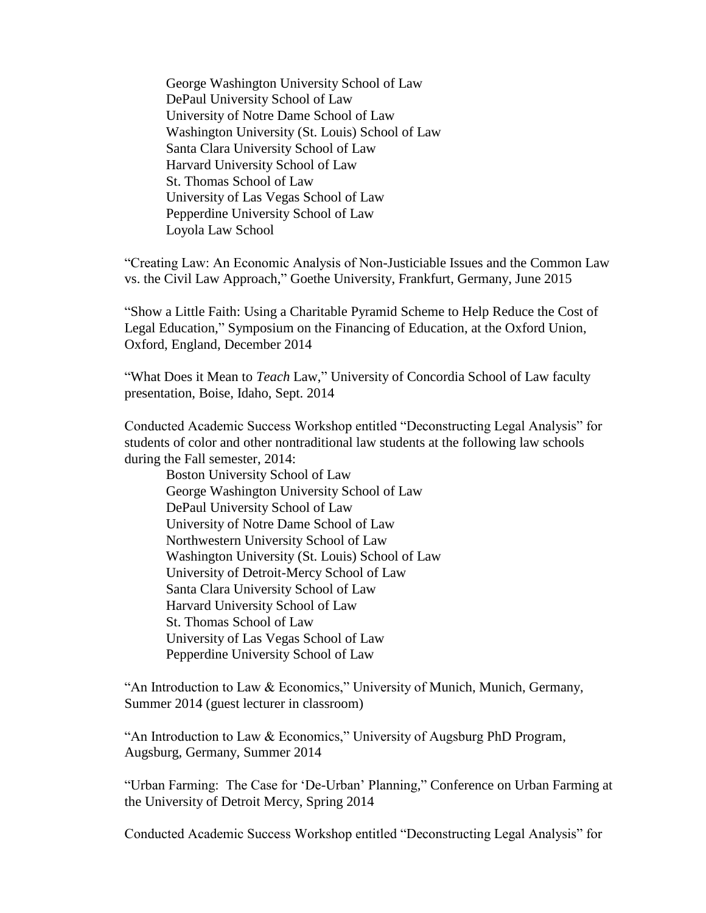George Washington University School of Law
DePaul University School of Law
University of Notre Dame School of Law
Washington University (St. Louis) School of Law
Santa Clara University School of Law
Harvard University School of Law
St. Thomas School of Law
University of Las Vegas School of Law
Pepperdine University School of Law
Loyola Law School

"Creating Law: An Economic Analysis of Non-Justiciable Issues and the Common Law vs. the Civil Law Approach," Goethe University, Frankfurt, Germany, June 2015

"Show a Little Faith: Using a Charitable Pyramid Scheme to Help Reduce the Cost of Legal Education," Symposium on the Financing of Education, at the Oxford Union, Oxford, England, December 2014

"What Does it Mean to *Teach* Law," University of Concordia School of Law faculty presentation, Boise, Idaho, Sept. 2014

Conducted Academic Success Workshop entitled "Deconstructing Legal Analysis" for students of color and other nontraditional law students at the following law schools during the Fall semester, 2014:

Boston University School of Law
George Washington University School of Law
DePaul University School of Law
University of Notre Dame School of Law
Northwestern University School of Law
Washington University (St. Louis) School of Law
University of Detroit-Mercy School of Law
Santa Clara University School of Law
Harvard University School of Law
St. Thomas School of Law
University of Las Vegas School of Law
Pepperdine University School of Law

"An Introduction to Law & Economics," University of Munich, Munich, Germany, Summer 2014 (guest lecturer in classroom)

"An Introduction to Law & Economics," University of Augsburg PhD Program, Augsburg, Germany, Summer 2014

"Urban Farming: The Case for 'De-Urban' Planning," Conference on Urban Farming at the University of Detroit Mercy, Spring 2014

Conducted Academic Success Workshop entitled "Deconstructing Legal Analysis" for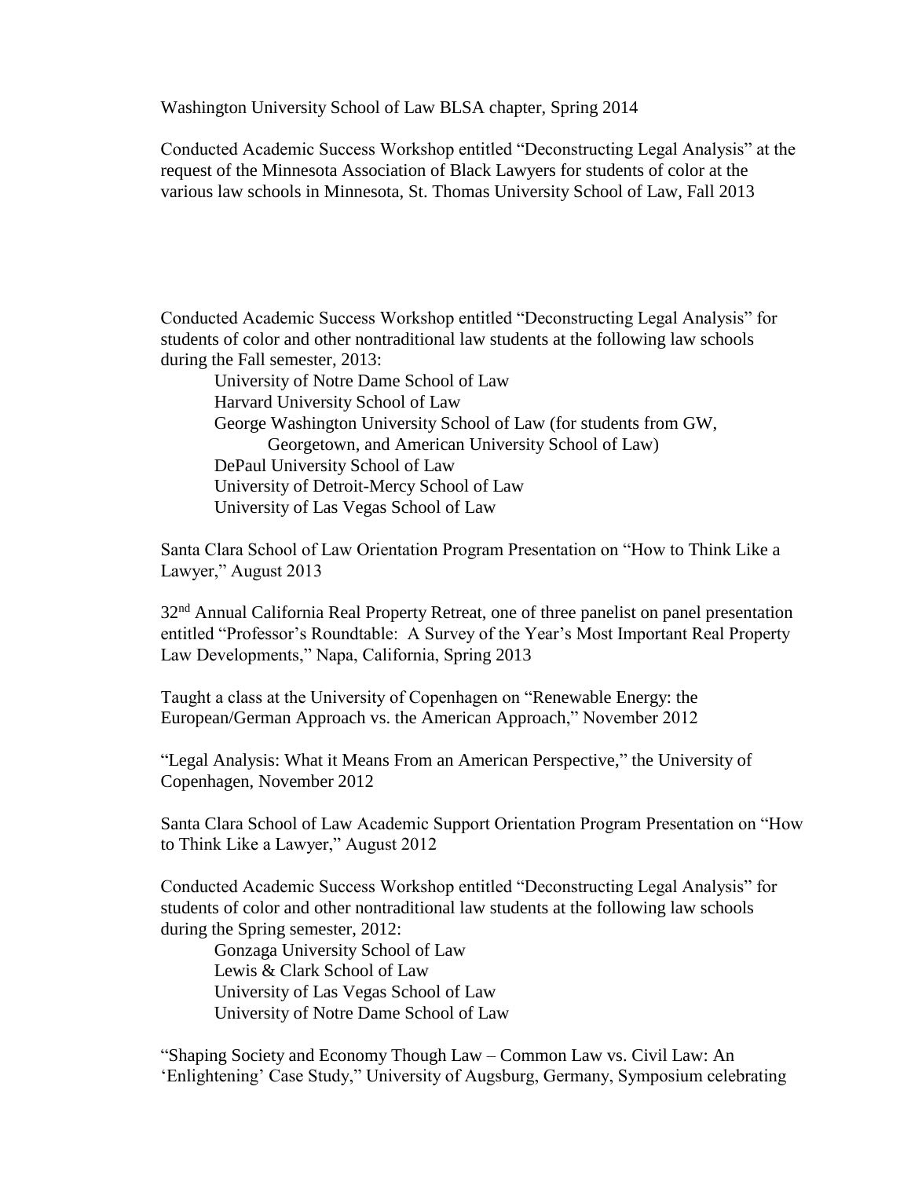Washington University School of Law BLSA chapter, Spring 2014

Conducted Academic Success Workshop entitled "Deconstructing Legal Analysis" at the request of the Minnesota Association of Black Lawyers for students of color at the various law schools in Minnesota, St. Thomas University School of Law, Fall 2013

Conducted Academic Success Workshop entitled "Deconstructing Legal Analysis" for students of color and other nontraditional law students at the following law schools during the Fall semester, 2013:

- University of Notre Dame School of Law
- Harvard University School of Law
- George Washington University School of Law (for students from GW, Georgetown, and American University School of Law)
- DePaul University School of Law
- University of Detroit-Mercy School of Law
- University of Las Vegas School of Law

Santa Clara School of Law Orientation Program Presentation on "How to Think Like a Lawyer," August 2013

32nd Annual California Real Property Retreat, one of three panelist on panel presentation entitled "Professor's Roundtable: A Survey of the Year's Most Important Real Property Law Developments," Napa, California, Spring 2013

Taught a class at the University of Copenhagen on "Renewable Energy: the European/German Approach vs. the American Approach," November 2012

"Legal Analysis: What it Means From an American Perspective," the University of Copenhagen, November 2012

Santa Clara School of Law Academic Support Orientation Program Presentation on "How to Think Like a Lawyer," August 2012

Conducted Academic Success Workshop entitled "Deconstructing Legal Analysis" for students of color and other nontraditional law students at the following law schools during the Spring semester, 2012:

- Gonzaga University School of Law
- Lewis & Clark School of Law
- University of Las Vegas School of Law
- University of Notre Dame School of Law

"Shaping Society and Economy Though Law – Common Law vs. Civil Law: An 'Enlightening' Case Study," University of Augsburg, Germany, Symposium celebrating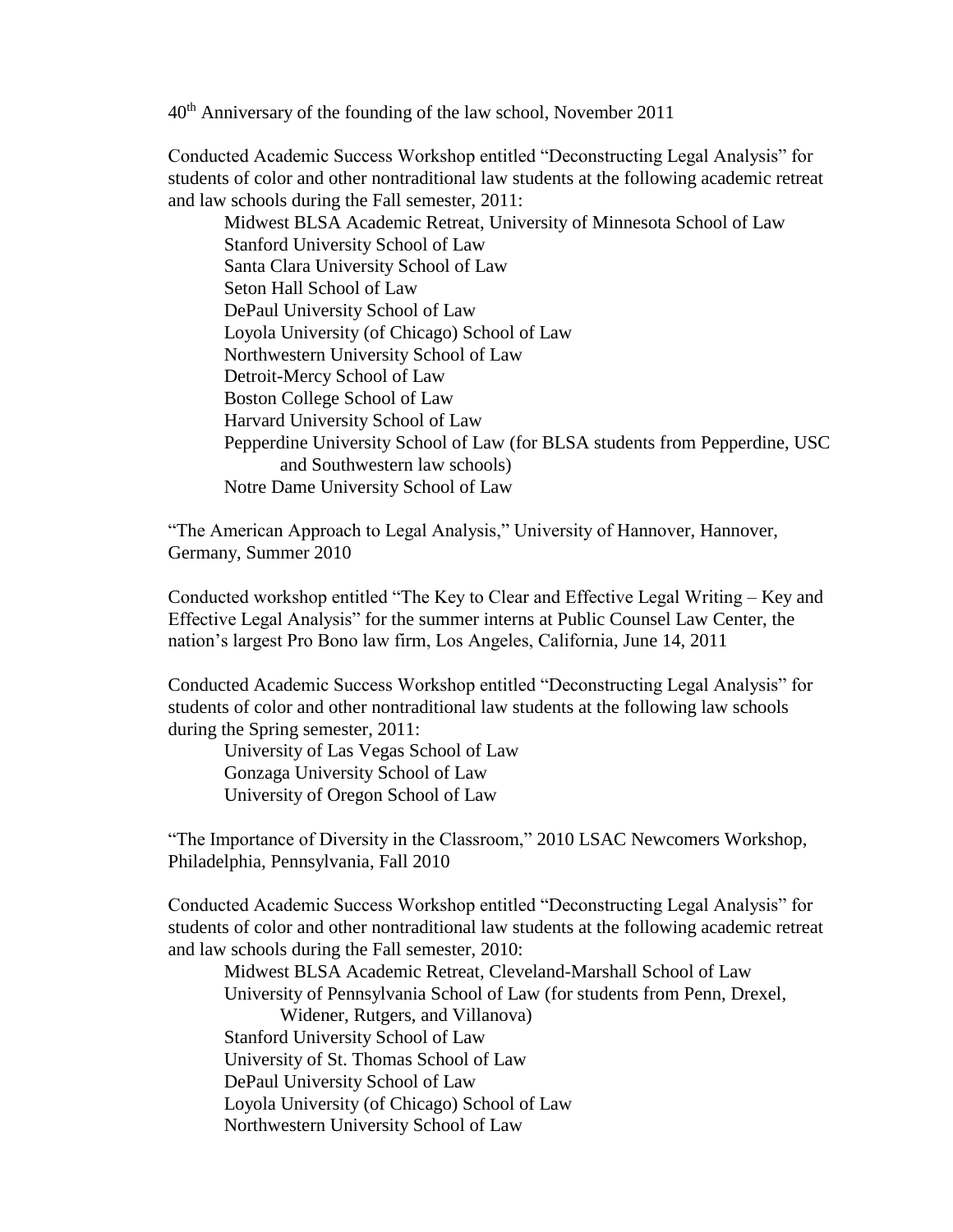40th Anniversary of the founding of the law school, November 2011

Conducted Academic Success Workshop entitled "Deconstructing Legal Analysis" for students of color and other nontraditional law students at the following academic retreat and law schools during the Fall semester, 2011:

- Midwest BLSA Academic Retreat, University of Minnesota School of Law
- Stanford University School of Law
- Santa Clara University School of Law
- Seton Hall School of Law
- DePaul University School of Law
- Loyola University (of Chicago) School of Law
- Northwestern University School of Law
- Detroit-Mercy School of Law
- Boston College School of Law
- Harvard University School of Law
- Pepperdine University School of Law (for BLSA students from Pepperdine, USC and Southwestern law schools)
- Notre Dame University School of Law

"The American Approach to Legal Analysis," University of Hannover, Hannover, Germany, Summer 2010

Conducted workshop entitled "The Key to Clear and Effective Legal Writing – Key and Effective Legal Analysis" for the summer interns at Public Counsel Law Center, the nation's largest Pro Bono law firm, Los Angeles, California, June 14, 2011

Conducted Academic Success Workshop entitled "Deconstructing Legal Analysis" for students of color and other nontraditional law students at the following law schools during the Spring semester, 2011:

- University of Las Vegas School of Law
- Gonzaga University School of Law
- University of Oregon School of Law

"The Importance of Diversity in the Classroom," 2010 LSAC Newcomers Workshop, Philadelphia, Pennsylvania, Fall 2010

Conducted Academic Success Workshop entitled "Deconstructing Legal Analysis" for students of color and other nontraditional law students at the following academic retreat and law schools during the Fall semester, 2010:

- Midwest BLSA Academic Retreat, Cleveland-Marshall School of Law
- University of Pennsylvania School of Law (for students from Penn, Drexel, Widener, Rutgers, and Villanova)
- Stanford University School of Law
- University of St. Thomas School of Law
- DePaul University School of Law
- Loyola University (of Chicago) School of Law
- Northwestern University School of Law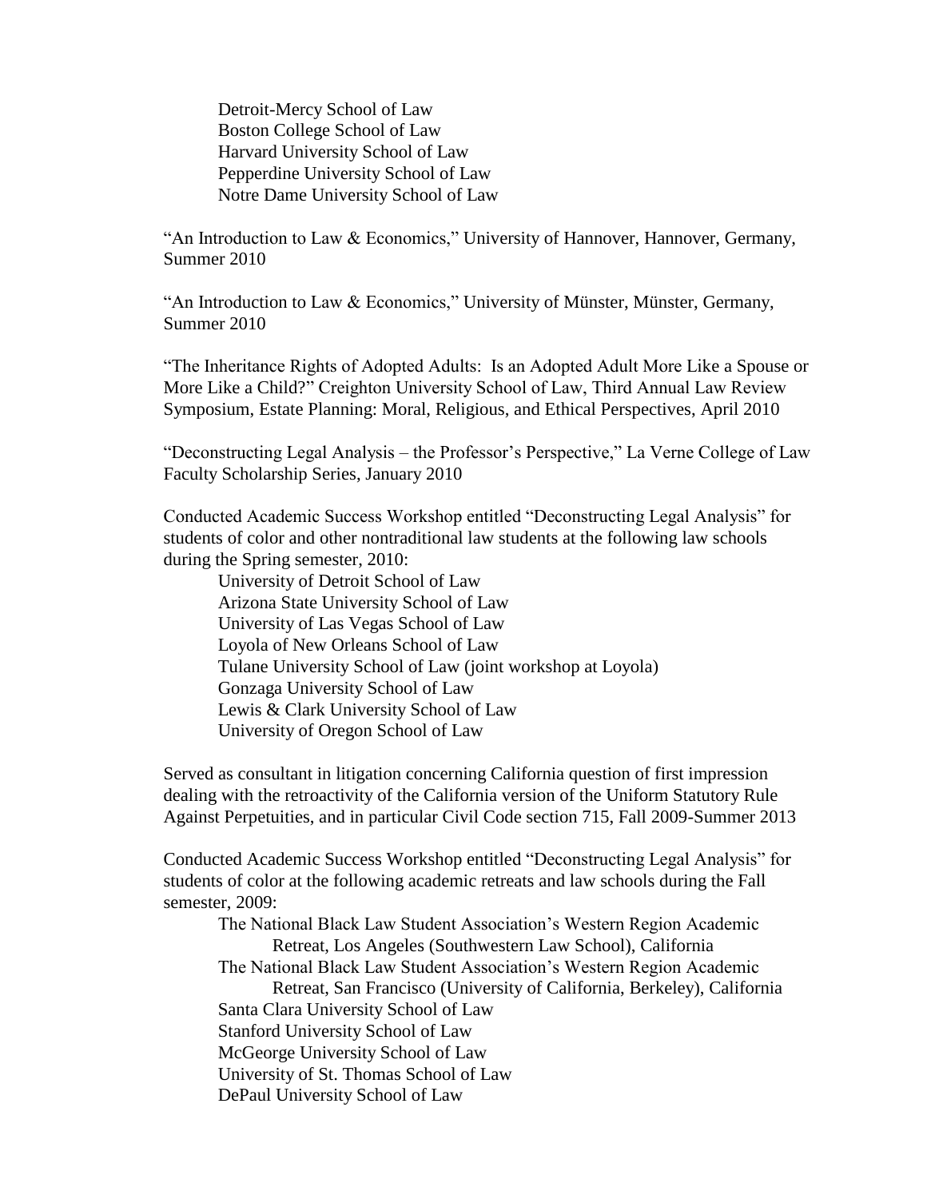Detroit-Mercy School of Law
Boston College School of Law
Harvard University School of Law
Pepperdine University School of Law
Notre Dame University School of Law

"An Introduction to Law & Economics," University of Hannover, Hannover, Germany, Summer 2010

"An Introduction to Law & Economics," University of Münster, Münster, Germany, Summer 2010

"The Inheritance Rights of Adopted Adults: Is an Adopted Adult More Like a Spouse or More Like a Child?" Creighton University School of Law, Third Annual Law Review Symposium, Estate Planning: Moral, Religious, and Ethical Perspectives, April 2010

"Deconstructing Legal Analysis – the Professor's Perspective," La Verne College of Law Faculty Scholarship Series, January 2010

Conducted Academic Success Workshop entitled "Deconstructing Legal Analysis" for students of color and other nontraditional law students at the following law schools during the Spring semester, 2010:

University of Detroit School of Law
Arizona State University School of Law
University of Las Vegas School of Law
Loyola of New Orleans School of Law
Tulane University School of Law (joint workshop at Loyola)
Gonzaga University School of Law
Lewis & Clark University School of Law
University of Oregon School of Law

Served as consultant in litigation concerning California question of first impression dealing with the retroactivity of the California version of the Uniform Statutory Rule Against Perpetuities, and in particular Civil Code section 715, Fall 2009-Summer 2013

Conducted Academic Success Workshop entitled "Deconstructing Legal Analysis" for students of color at the following academic retreats and law schools during the Fall semester, 2009:

The National Black Law Student Association's Western Region Academic Retreat, Los Angeles (Southwestern Law School), California
The National Black Law Student Association's Western Region Academic Retreat, San Francisco (University of California, Berkeley), California
Santa Clara University School of Law
Stanford University School of Law
McGeorge University School of Law
University of St. Thomas School of Law
DePaul University School of Law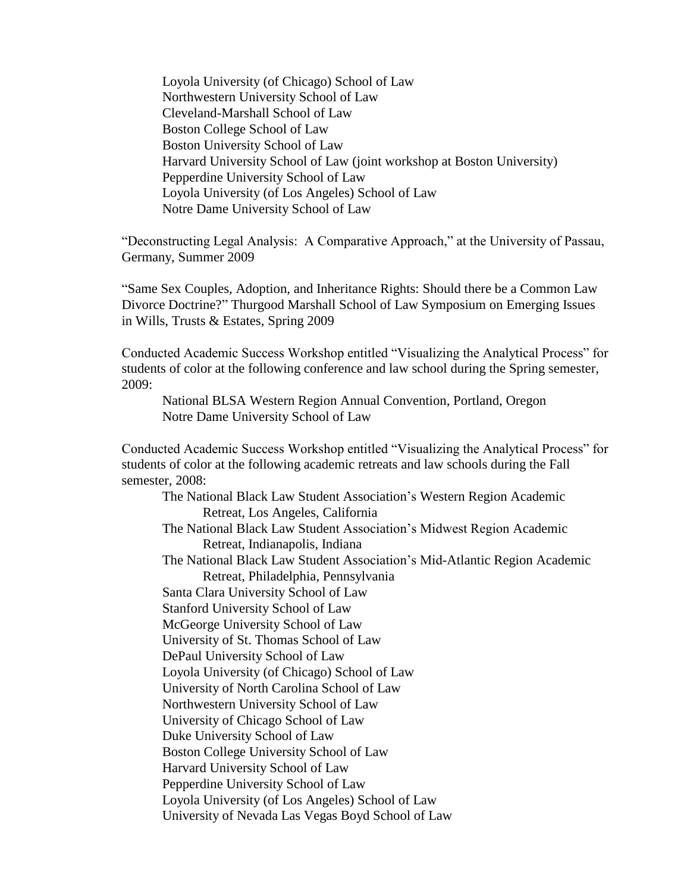Loyola University (of Chicago) School of Law
Northwestern University School of Law
Cleveland-Marshall School of Law
Boston College School of Law
Boston University School of Law
Harvard University School of Law (joint workshop at Boston University)
Pepperdine University School of Law
Loyola University (of Los Angeles) School of Law
Notre Dame University School of Law

"Deconstructing Legal Analysis: A Comparative Approach," at the University of Passau, Germany, Summer 2009

"Same Sex Couples, Adoption, and Inheritance Rights: Should there be a Common Law Divorce Doctrine?" Thurgood Marshall School of Law Symposium on Emerging Issues in Wills, Trusts & Estates, Spring 2009

Conducted Academic Success Workshop entitled "Visualizing the Analytical Process" for students of color at the following conference and law school during the Spring semester, 2009:

National BLSA Western Region Annual Convention, Portland, Oregon
Notre Dame University School of Law

Conducted Academic Success Workshop entitled "Visualizing the Analytical Process" for students of color at the following academic retreats and law schools during the Fall semester, 2008:

The National Black Law Student Association's Western Region Academic Retreat, Los Angeles, California
The National Black Law Student Association's Midwest Region Academic Retreat, Indianapolis, Indiana
The National Black Law Student Association's Mid-Atlantic Region Academic Retreat, Philadelphia, Pennsylvania
Santa Clara University School of Law
Stanford University School of Law
McGeorge University School of Law
University of St. Thomas School of Law
DePaul University School of Law
Loyola University (of Chicago) School of Law
University of North Carolina School of Law
Northwestern University School of Law
University of Chicago School of Law
Duke University School of Law
Boston College University School of Law
Harvard University School of Law
Pepperdine University School of Law
Loyola University (of Los Angeles) School of Law
University of Nevada Las Vegas Boyd School of Law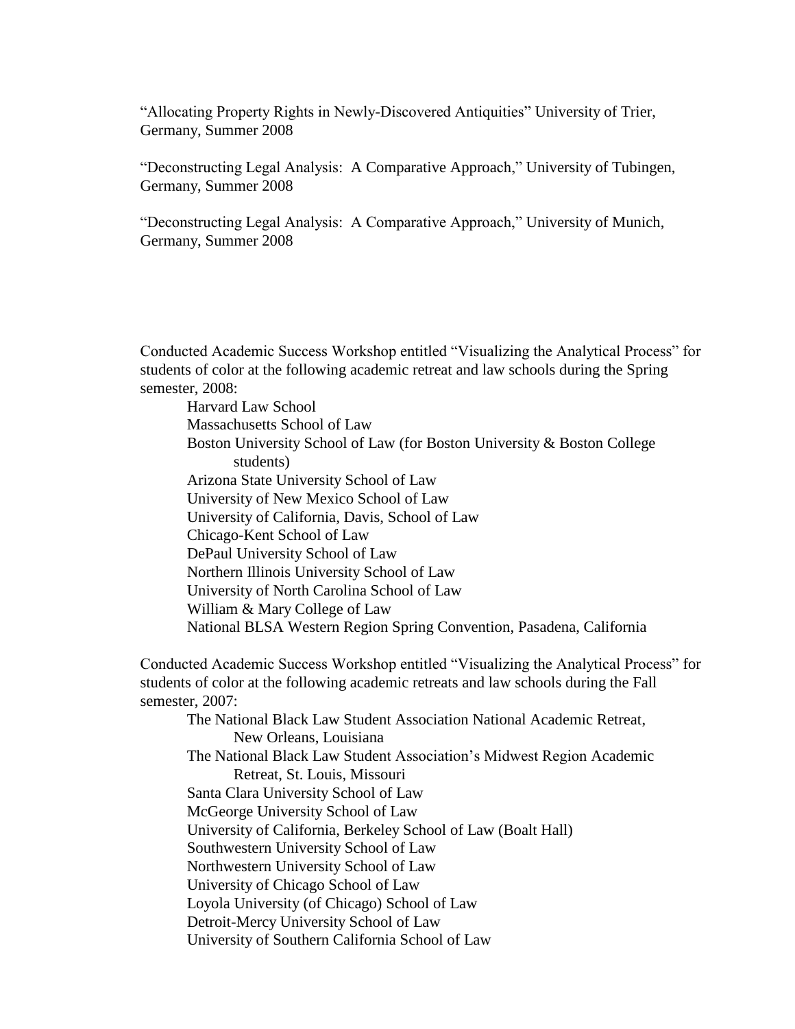"Allocating Property Rights in Newly-Discovered Antiquities" University of Trier, Germany, Summer 2008

"Deconstructing Legal Analysis: A Comparative Approach," University of Tubingen, Germany, Summer 2008

"Deconstructing Legal Analysis: A Comparative Approach," University of Munich, Germany, Summer 2008

Conducted Academic Success Workshop entitled "Visualizing the Analytical Process" for students of color at the following academic retreat and law schools during the Spring semester, 2008:

- Harvard Law School
- Massachusetts School of Law
- Boston University School of Law (for Boston University & Boston College students)
- Arizona State University School of Law
- University of New Mexico School of Law
- University of California, Davis, School of Law
- Chicago-Kent School of Law
- DePaul University School of Law
- Northern Illinois University School of Law
- University of North Carolina School of Law
- William & Mary College of Law
- National BLSA Western Region Spring Convention, Pasadena, California

Conducted Academic Success Workshop entitled "Visualizing the Analytical Process" for students of color at the following academic retreats and law schools during the Fall semester, 2007:

- The National Black Law Student Association National Academic Retreat, New Orleans, Louisiana
- The National Black Law Student Association's Midwest Region Academic Retreat, St. Louis, Missouri
- Santa Clara University School of Law
- McGeorge University School of Law
- University of California, Berkeley School of Law (Boalt Hall)
- Southwestern University School of Law
- Northwestern University School of Law
- University of Chicago School of Law
- Loyola University (of Chicago) School of Law
- Detroit-Mercy University School of Law
- University of Southern California School of Law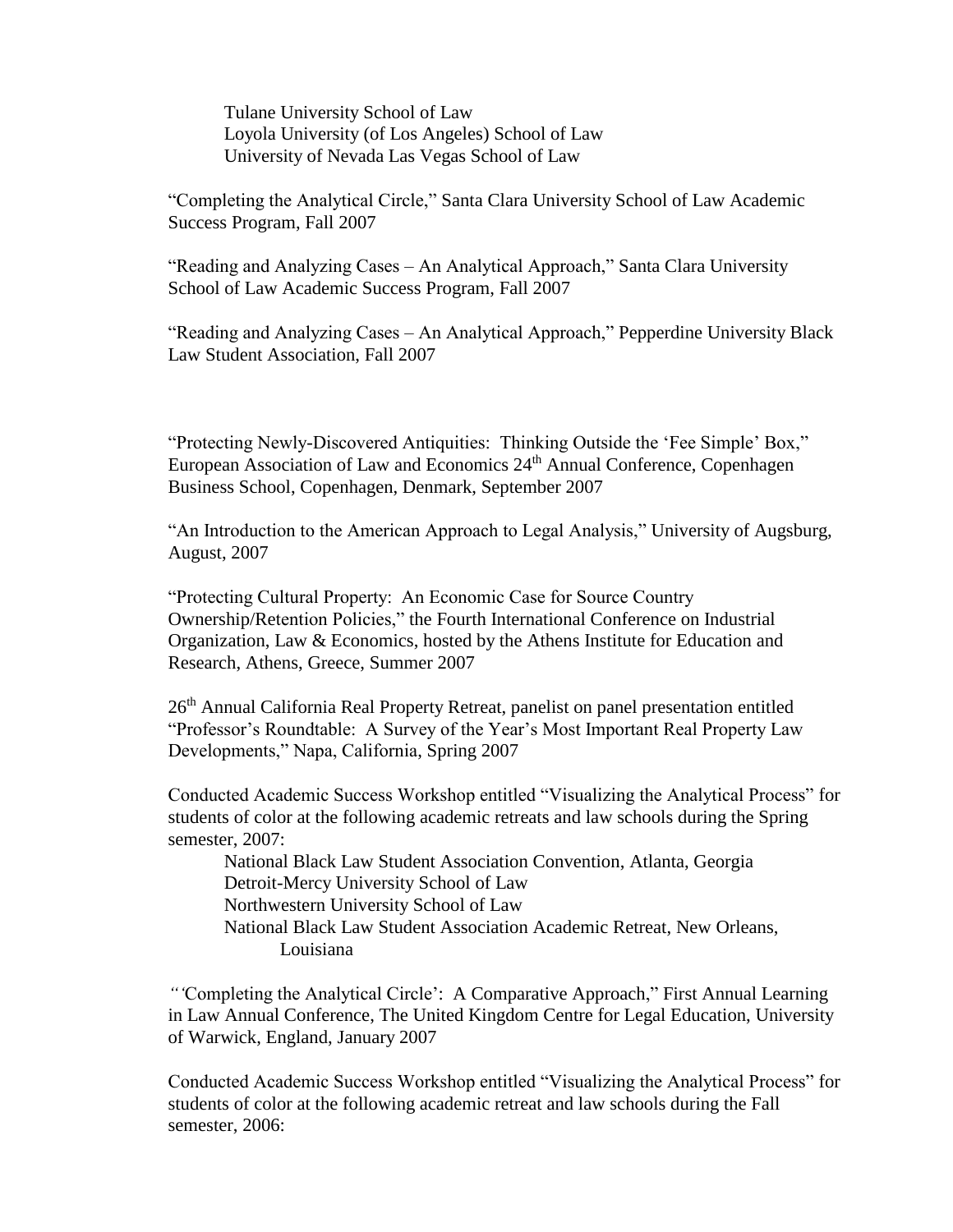Tulane University School of Law
Loyola University (of Los Angeles) School of Law
University of Nevada Las Vegas School of Law

"Completing the Analytical Circle," Santa Clara University School of Law Academic Success Program, Fall 2007

"Reading and Analyzing Cases – An Analytical Approach," Santa Clara University School of Law Academic Success Program, Fall 2007

"Reading and Analyzing Cases – An Analytical Approach," Pepperdine University Black Law Student Association, Fall 2007

"Protecting Newly-Discovered Antiquities: Thinking Outside the 'Fee Simple' Box," European Association of Law and Economics 24th Annual Conference, Copenhagen Business School, Copenhagen, Denmark, September 2007

"An Introduction to the American Approach to Legal Analysis," University of Augsburg, August, 2007

"Protecting Cultural Property: An Economic Case for Source Country Ownership/Retention Policies," the Fourth International Conference on Industrial Organization, Law & Economics, hosted by the Athens Institute for Education and Research, Athens, Greece, Summer 2007

26th Annual California Real Property Retreat, panelist on panel presentation entitled "Professor's Roundtable: A Survey of the Year's Most Important Real Property Law Developments," Napa, California, Spring 2007

Conducted Academic Success Workshop entitled "Visualizing the Analytical Process" for students of color at the following academic retreats and law schools during the Spring semester, 2007:

National Black Law Student Association Convention, Atlanta, Georgia
Detroit-Mercy University School of Law
Northwestern University School of Law
National Black Law Student Association Academic Retreat, New Orleans, Louisiana

"'Completing the Analytical Circle': A Comparative Approach," First Annual Learning in Law Annual Conference, The United Kingdom Centre for Legal Education, University of Warwick, England, January 2007

Conducted Academic Success Workshop entitled "Visualizing the Analytical Process" for students of color at the following academic retreat and law schools during the Fall semester, 2006: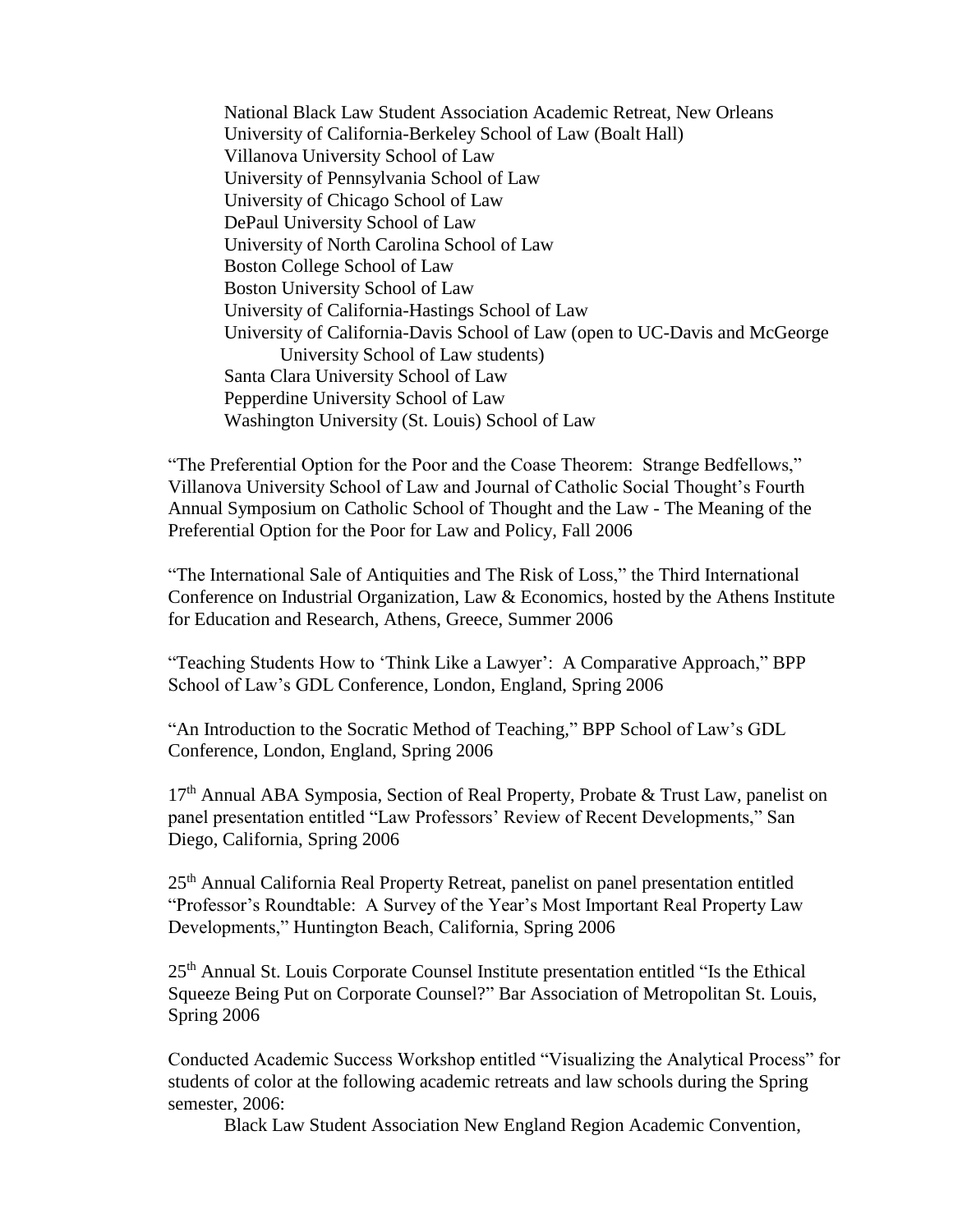National Black Law Student Association Academic Retreat, New Orleans
University of California-Berkeley School of Law (Boalt Hall)
Villanova University School of Law
University of Pennsylvania School of Law
University of Chicago School of Law
DePaul University School of Law
University of North Carolina School of Law
Boston College School of Law
Boston University School of Law
University of California-Hastings School of Law
University of California-Davis School of Law (open to UC-Davis and McGeorge University School of Law students)
Santa Clara University School of Law
Pepperdine University School of Law
Washington University (St. Louis) School of Law

"The Preferential Option for the Poor and the Coase Theorem: Strange Bedfellows," Villanova University School of Law and Journal of Catholic Social Thought's Fourth Annual Symposium on Catholic School of Thought and the Law - The Meaning of the Preferential Option for the Poor for Law and Policy, Fall 2006

"The International Sale of Antiquities and The Risk of Loss," the Third International Conference on Industrial Organization, Law & Economics, hosted by the Athens Institute for Education and Research, Athens, Greece, Summer 2006

"Teaching Students How to 'Think Like a Lawyer': A Comparative Approach," BPP School of Law's GDL Conference, London, England, Spring 2006

"An Introduction to the Socratic Method of Teaching," BPP School of Law's GDL Conference, London, England, Spring 2006

17th Annual ABA Symposia, Section of Real Property, Probate & Trust Law, panelist on panel presentation entitled "Law Professors' Review of Recent Developments," San Diego, California, Spring 2006

25th Annual California Real Property Retreat, panelist on panel presentation entitled "Professor's Roundtable: A Survey of the Year's Most Important Real Property Law Developments," Huntington Beach, California, Spring 2006

25th Annual St. Louis Corporate Counsel Institute presentation entitled "Is the Ethical Squeeze Being Put on Corporate Counsel?" Bar Association of Metropolitan St. Louis, Spring 2006

Conducted Academic Success Workshop entitled "Visualizing the Analytical Process" for students of color at the following academic retreats and law schools during the Spring semester, 2006:

Black Law Student Association New England Region Academic Convention,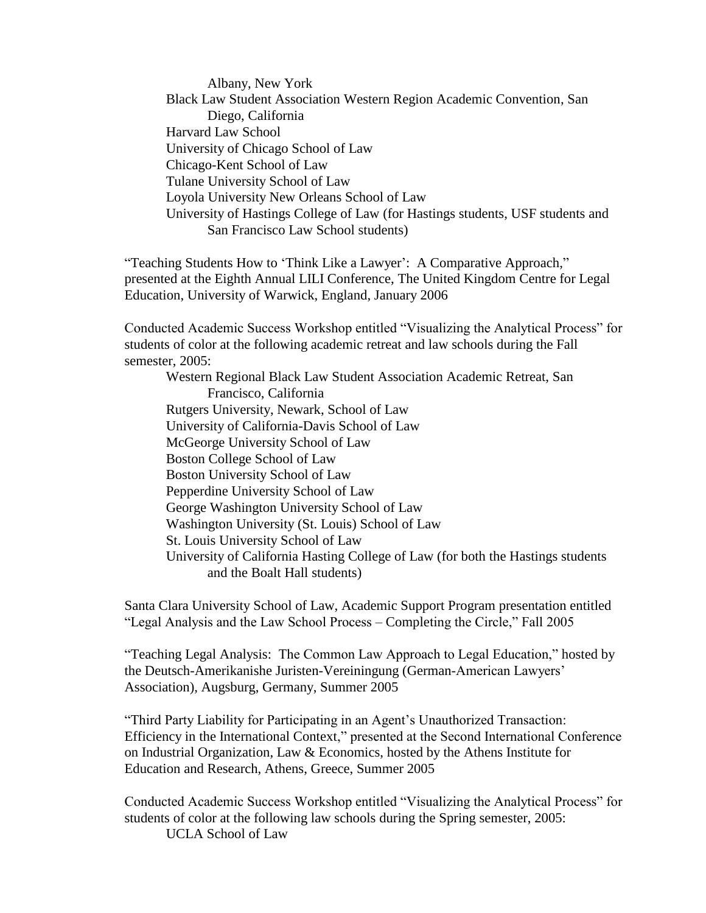Albany, New York
Black Law Student Association Western Region Academic Convention, San Diego, California
Harvard Law School
University of Chicago School of Law
Chicago-Kent School of Law
Tulane University School of Law
Loyola University New Orleans School of Law
University of Hastings College of Law (for Hastings students, USF students and San Francisco Law School students)

"Teaching Students How to 'Think Like a Lawyer': A Comparative Approach," presented at the Eighth Annual LILI Conference, The United Kingdom Centre for Legal Education, University of Warwick, England, January 2006

Conducted Academic Success Workshop entitled "Visualizing the Analytical Process" for students of color at the following academic retreat and law schools during the Fall semester, 2005:

Western Regional Black Law Student Association Academic Retreat, San Francisco, California
Rutgers University, Newark, School of Law
University of California-Davis School of Law
McGeorge University School of Law
Boston College School of Law
Boston University School of Law
Pepperdine University School of Law
George Washington University School of Law
Washington University (St. Louis) School of Law
St. Louis University School of Law
University of California Hasting College of Law (for both the Hastings students and the Boalt Hall students)

Santa Clara University School of Law, Academic Support Program presentation entitled "Legal Analysis and the Law School Process – Completing the Circle," Fall 2005

"Teaching Legal Analysis: The Common Law Approach to Legal Education," hosted by the Deutsch-Amerikanishe Juristen-Vereiningung (German-American Lawyers' Association), Augsburg, Germany, Summer 2005

"Third Party Liability for Participating in an Agent's Unauthorized Transaction: Efficiency in the International Context," presented at the Second International Conference on Industrial Organization, Law & Economics, hosted by the Athens Institute for Education and Research, Athens, Greece, Summer 2005

Conducted Academic Success Workshop entitled "Visualizing the Analytical Process" for students of color at the following law schools during the Spring semester, 2005:

UCLA School of Law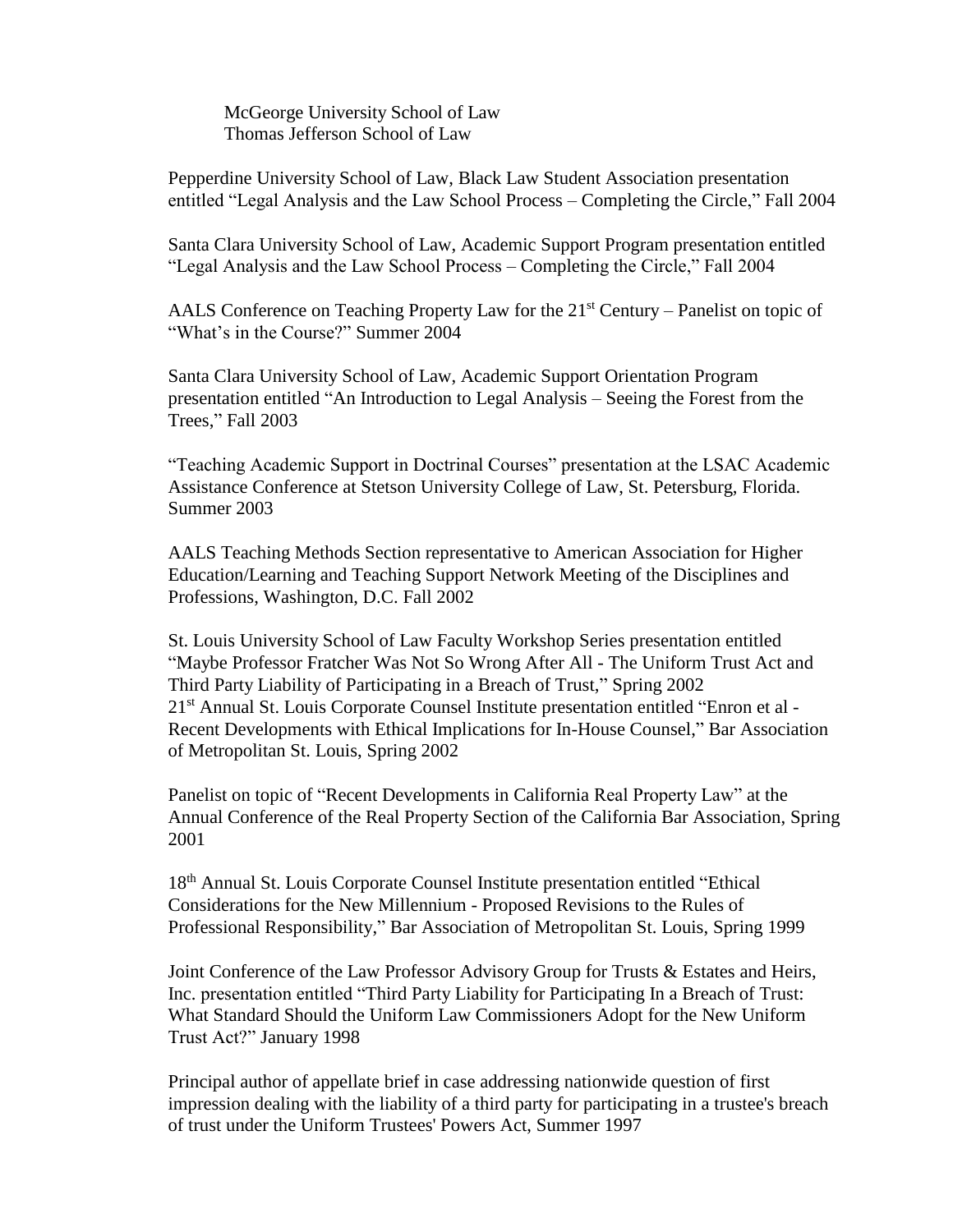McGeorge University School of Law
Thomas Jefferson School of Law

Pepperdine University School of Law, Black Law Student Association presentation entitled "Legal Analysis and the Law School Process – Completing the Circle," Fall 2004

Santa Clara University School of Law, Academic Support Program presentation entitled "Legal Analysis and the Law School Process – Completing the Circle," Fall 2004

AALS Conference on Teaching Property Law for the 21st Century – Panelist on topic of "What's in the Course?" Summer 2004

Santa Clara University School of Law, Academic Support Orientation Program presentation entitled "An Introduction to Legal Analysis – Seeing the Forest from the Trees," Fall 2003

"Teaching Academic Support in Doctrinal Courses" presentation at the LSAC Academic Assistance Conference at Stetson University College of Law, St. Petersburg, Florida. Summer 2003

AALS Teaching Methods Section representative to American Association for Higher Education/Learning and Teaching Support Network Meeting of the Disciplines and Professions, Washington, D.C. Fall 2002

St. Louis University School of Law Faculty Workshop Series presentation entitled "Maybe Professor Fratcher Was Not So Wrong After All - The Uniform Trust Act and Third Party Liability of Participating in a Breach of Trust," Spring 2002
21st Annual St. Louis Corporate Counsel Institute presentation entitled "Enron et al - Recent Developments with Ethical Implications for In-House Counsel," Bar Association of Metropolitan St. Louis, Spring 2002

Panelist on topic of "Recent Developments in California Real Property Law" at the Annual Conference of the Real Property Section of the California Bar Association, Spring 2001

18th Annual St. Louis Corporate Counsel Institute presentation entitled "Ethical Considerations for the New Millennium - Proposed Revisions to the Rules of Professional Responsibility," Bar Association of Metropolitan St. Louis, Spring 1999

Joint Conference of the Law Professor Advisory Group for Trusts & Estates and Heirs, Inc. presentation entitled "Third Party Liability for Participating In a Breach of Trust: What Standard Should the Uniform Law Commissioners Adopt for the New Uniform Trust Act?" January 1998

Principal author of appellate brief in case addressing nationwide question of first impression dealing with the liability of a third party for participating in a trustee's breach of trust under the Uniform Trustees' Powers Act, Summer 1997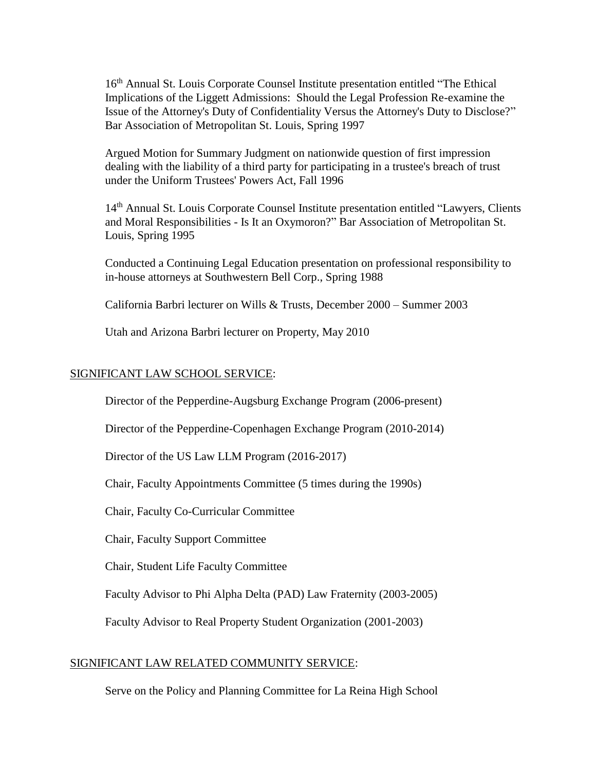16th Annual St. Louis Corporate Counsel Institute presentation entitled "The Ethical Implications of the Liggett Admissions: Should the Legal Profession Re-examine the Issue of the Attorney's Duty of Confidentiality Versus the Attorney's Duty to Disclose?" Bar Association of Metropolitan St. Louis, Spring 1997

Argued Motion for Summary Judgment on nationwide question of first impression dealing with the liability of a third party for participating in a trustee's breach of trust under the Uniform Trustees' Powers Act, Fall 1996

14th Annual St. Louis Corporate Counsel Institute presentation entitled "Lawyers, Clients and Moral Responsibilities - Is It an Oxymoron?" Bar Association of Metropolitan St. Louis, Spring 1995

Conducted a Continuing Legal Education presentation on professional responsibility to in-house attorneys at Southwestern Bell Corp., Spring 1988

California Barbri lecturer on Wills & Trusts, December 2000 – Summer 2003

Utah and Arizona Barbri lecturer on Property, May 2010

## SIGNIFICANT LAW SCHOOL SERVICE:

Director of the Pepperdine-Augsburg Exchange Program (2006-present)

Director of the Pepperdine-Copenhagen Exchange Program (2010-2014)

Director of the US Law LLM Program (2016-2017)

Chair, Faculty Appointments Committee (5 times during the 1990s)

Chair, Faculty Co-Curricular Committee

Chair, Faculty Support Committee

Chair, Student Life Faculty Committee

Faculty Advisor to Phi Alpha Delta (PAD) Law Fraternity (2003-2005)

Faculty Advisor to Real Property Student Organization (2001-2003)

## SIGNIFICANT LAW RELATED COMMUNITY SERVICE:

Serve on the Policy and Planning Committee for La Reina High School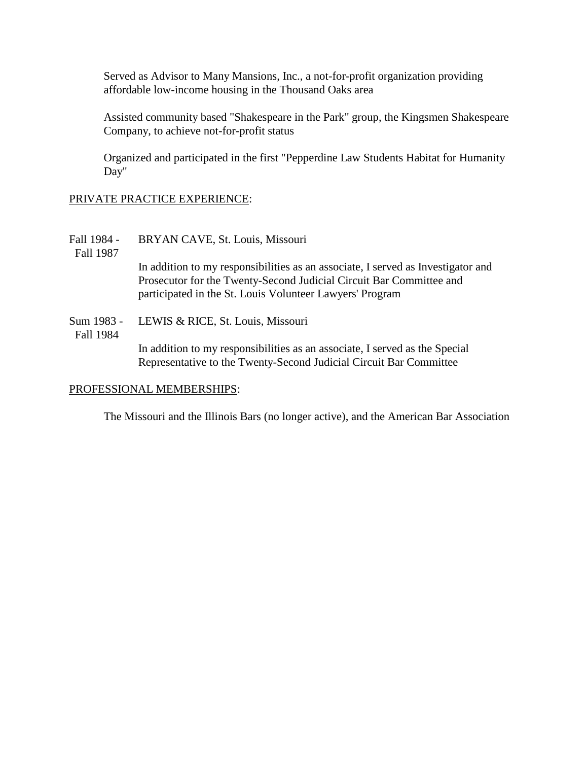Served as Advisor to Many Mansions, Inc., a not-for-profit organization providing affordable low-income housing in the Thousand Oaks area

Assisted community based "Shakespeare in the Park" group, the Kingsmen Shakespeare Company, to achieve not-for-profit status

Organized and participated in the first "Pepperdine Law Students Habitat for Humanity Day"

<u>PRIVATE PRACTICE EXPERIENCE</u>:

Fall 1984 - Fall 1987 — BRYAN CAVE, St. Louis, Missouri

In addition to my responsibilities as an associate, I served as Investigator and Prosecutor for the Twenty-Second Judicial Circuit Bar Committee and participated in the St. Louis Volunteer Lawyers' Program

Sum 1983 - Fall 1984 — LEWIS & RICE, St. Louis, Missouri

In addition to my responsibilities as an associate, I served as the Special Representative to the Twenty-Second Judicial Circuit Bar Committee

<u>PROFESSIONAL MEMBERSHIPS</u>:

The Missouri and the Illinois Bars (no longer active), and the American Bar Association